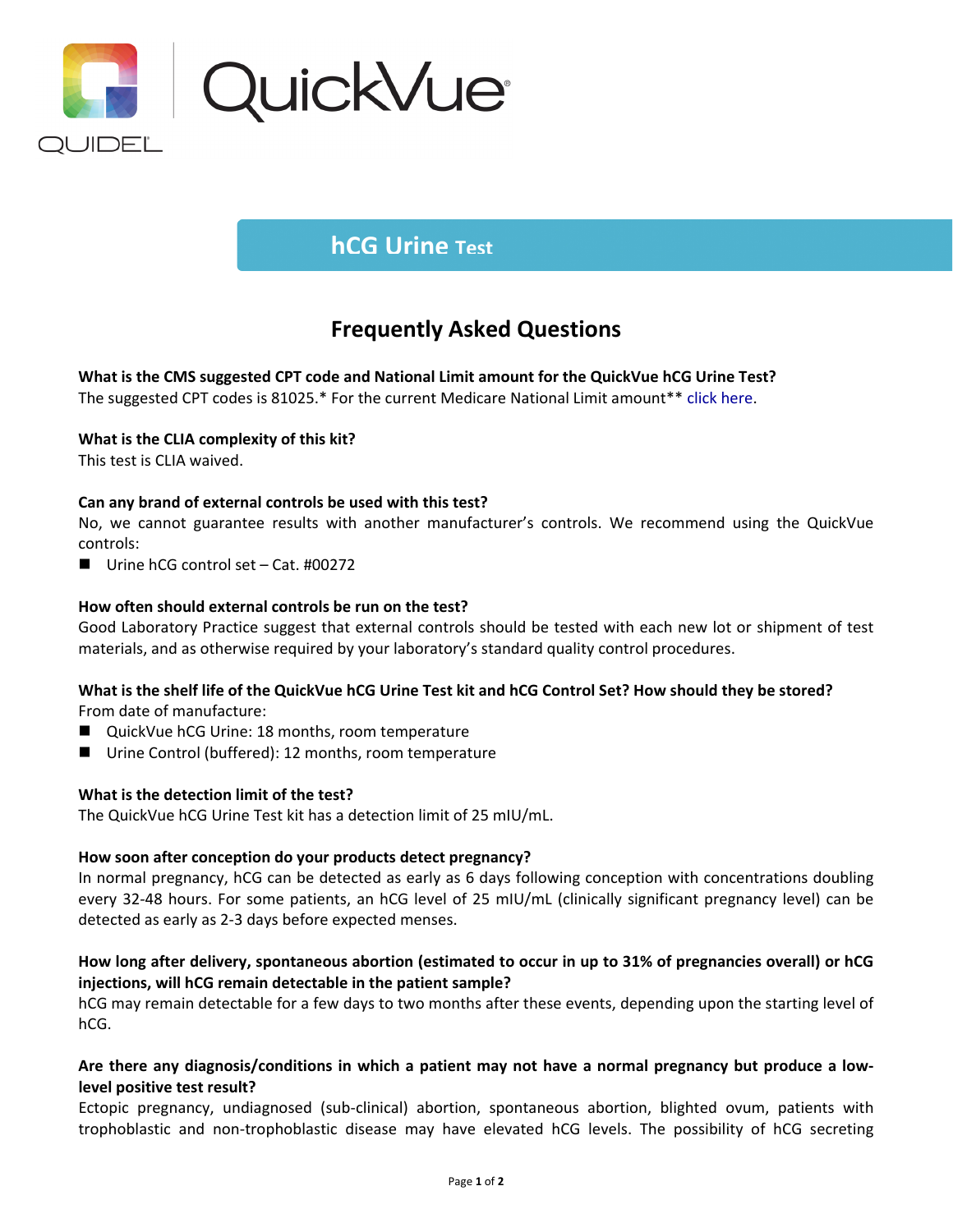QUIDEL QuickVue®

## hCG Urine Test

# Frequently Asked Questions

**What is the CMS suggested CPT code and National Limit amount for the QuickVue hCG Urine Test?**
The suggested CPT codes is 81025.* For the current Medicare National Limit amount** click here.

**What is the CLIA complexity of this kit?**
This test is CLIA waived.

**Can any brand of external controls be used with this test?**
No, we cannot guarantee results with another manufacturer's controls. We recommend using the QuickVue controls:

- Urine hCG control set – Cat. #00272

**How often should external controls be run on the test?**
Good Laboratory Practice suggest that external controls should be tested with each new lot or shipment of test materials, and as otherwise required by your laboratory's standard quality control procedures.

**What is the shelf life of the QuickVue hCG Urine Test kit and hCG Control Set? How should they be stored?**
From date of manufacture:

- QuickVue hCG Urine: 18 months, room temperature
- Urine Control (buffered): 12 months, room temperature

**What is the detection limit of the test?**
The QuickVue hCG Urine Test kit has a detection limit of 25 mIU/mL.

**How soon after conception do your products detect pregnancy?**
In normal pregnancy, hCG can be detected as early as 6 days following conception with concentrations doubling every 32-48 hours. For some patients, an hCG level of 25 mIU/mL (clinically significant pregnancy level) can be detected as early as 2-3 days before expected menses.

**How long after delivery, spontaneous abortion (estimated to occur in up to 31% of pregnancies overall) or hCG injections, will hCG remain detectable in the patient sample?**
hCG may remain detectable for a few days to two months after these events, depending upon the starting level of hCG.

**Are there any diagnosis/conditions in which a patient may not have a normal pregnancy but produce a low-level positive test result?**
Ectopic pregnancy, undiagnosed (sub-clinical) abortion, spontaneous abortion, blighted ovum, patients with trophoblastic and non-trophoblastic disease may have elevated hCG levels. The possibility of hCG secreting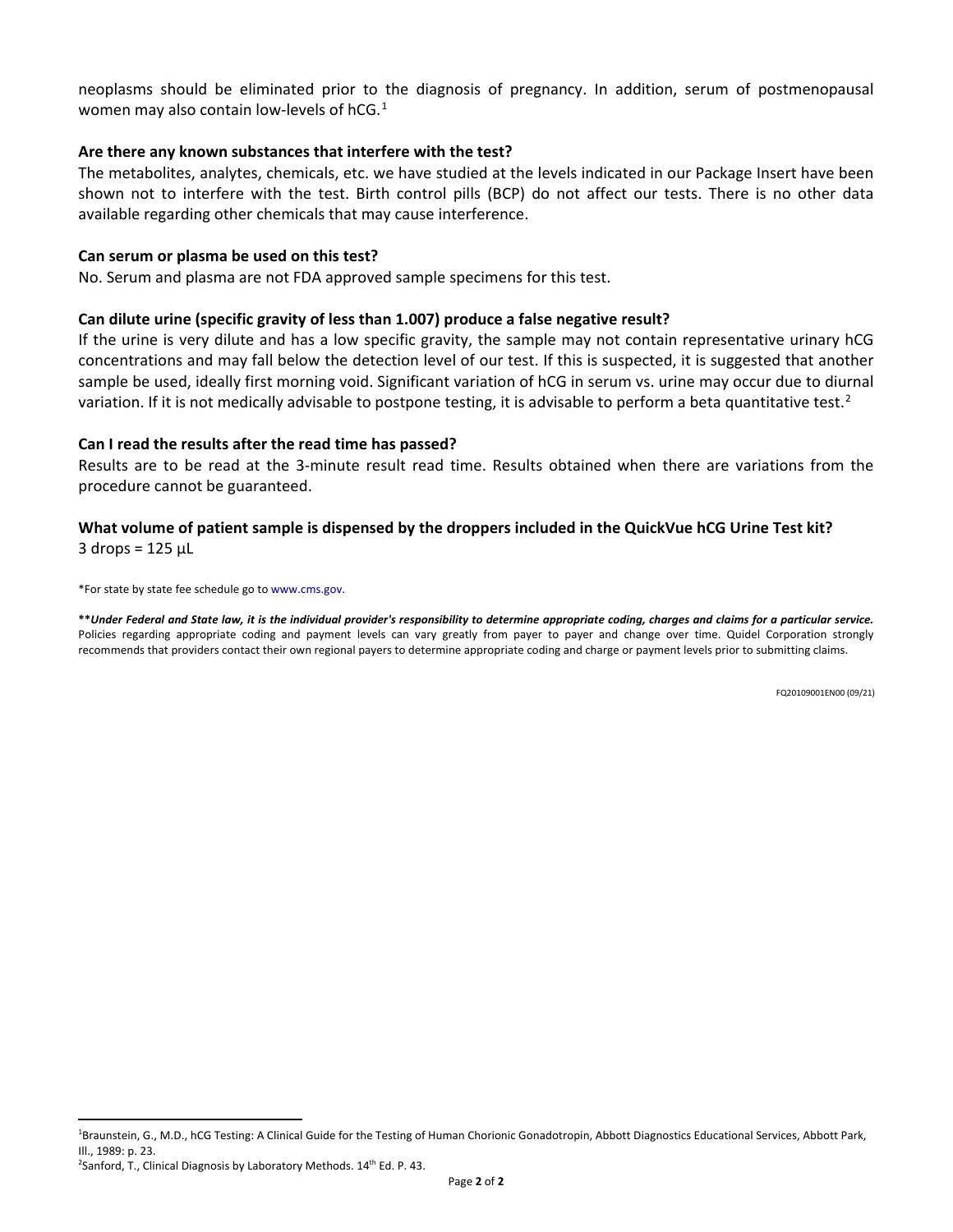neoplasms should be eliminated prior to the diagnosis of pregnancy. In addition, serum of postmenopausal women may also contain low-levels of hCG.[1]

**Are there any known substances that interfere with the test?**

The metabolites, analytes, chemicals, etc. we have studied at the levels indicated in our Package Insert have been shown not to interfere with the test. Birth control pills (BCP) do not affect our tests. There is no other data available regarding other chemicals that may cause interference.

**Can serum or plasma be used on this test?**

No. Serum and plasma are not FDA approved sample specimens for this test.

**Can dilute urine (specific gravity of less than 1.007) produce a false negative result?**

If the urine is very dilute and has a low specific gravity, the sample may not contain representative urinary hCG concentrations and may fall below the detection level of our test. If this is suspected, it is suggested that another sample be used, ideally first morning void. Significant variation of hCG in serum vs. urine may occur due to diurnal variation. If it is not medically advisable to postpone testing, it is advisable to perform a beta quantitative test.[2]

**Can I read the results after the read time has passed?**

Results are to be read at the 3-minute result read time. Results obtained when there are variations from the procedure cannot be guaranteed.

**What volume of patient sample is dispensed by the droppers included in the QuickVue hCG Urine Test kit?**

3 drops = 125 µL

*For state by state fee schedule go to www.cms.gov.

***Under Federal and State law, it is the individual provider's responsibility to determine appropriate coding, charges and claims for a particular service.*** Policies regarding appropriate coding and payment levels can vary greatly from payer to payer and change over time. Quidel Corporation strongly recommends that providers contact their own regional payers to determine appropriate coding and charge or payment levels prior to submitting claims.

FQ20109001EN00 (09/21)

[1] Braunstein, G., M.D., hCG Testing: A Clinical Guide for the Testing of Human Chorionic Gonadotropin, Abbott Diagnostics Educational Services, Abbott Park, Ill., 1989: p. 23.

[2] Sanford, T., Clinical Diagnosis by Laboratory Methods. 14th Ed. P. 43.